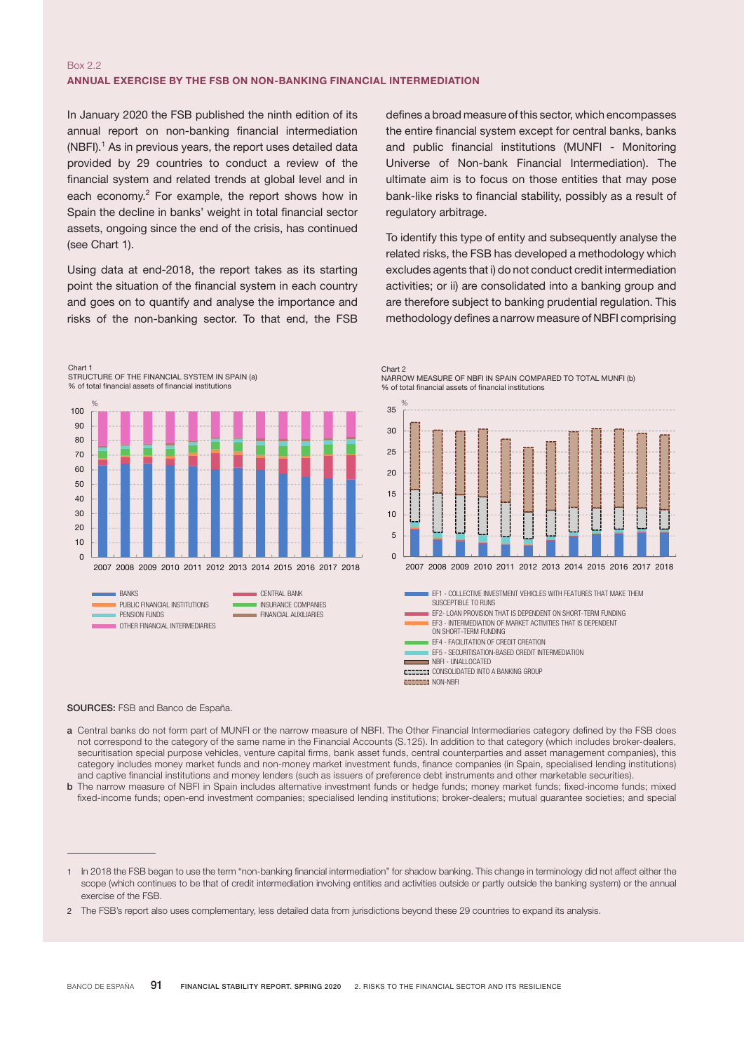Box 2.2

## ANNUAL EXERCISE BY THE FSB ON NON-BANKING FINANCIAL INTERMEDIATION

In January 2020 the FSB published the ninth edition of its annual report on non-banking financial intermediation (NBFI).[1] As in previous years, the report uses detailed data provided by 29 countries to conduct a review of the financial system and related trends at global level and in each economy.[2] For example, the report shows how in Spain the decline in banks' weight in total financial sector assets, ongoing since the end of the crisis, has continued (see Chart 1).

Using data at end-2018, the report takes as its starting point the situation of the financial system in each country and goes on to quantify and analyse the importance and risks of the non-banking sector. To that end, the FSB defines a broad measure of this sector, which encompasses the entire financial system except for central banks, banks and public financial institutions (MUNFI - Monitoring Universe of Non-bank Financial Intermediation). The ultimate aim is to focus on those entities that may pose bank-like risks to financial stability, possibly as a result of regulatory arbitrage.

To identify this type of entity and subsequently analyse the related risks, the FSB has developed a methodology which excludes agents that i) do not conduct credit intermediation activities; or ii) are consolidated into a banking group and are therefore subject to banking prudential regulation. This methodology defines a narrow measure of NBFI comprising

Chart 1
STRUCTURE OF THE FINANCIAL SYSTEM IN SPAIN (a)
% of total financial assets of financial institutions

Legend: BANKS; PUBLIC FINANCIAL INSTITUTIONS; PENSION FUNDS; OTHER FINANCIAL INTERMEDIARIES; CENTRAL BANK; INSURANCE COMPANIES; FINANCIAL AUXILIARIES

Chart 2
NARROW MEASURE OF NBFI IN SPAIN COMPARED TO TOTAL MUNFI (b)
% of total financial assets of financial institutions

Legend: EF1 - COLLECTIVE INVESTMENT VEHICLES WITH FEATURES THAT MAKE THEM SUSCEPTIBLE TO RUNS; EF2- LOAN PROVISION THAT IS DEPENDENT ON SHORT-TERM FUNDING; EF3 - INTERMEDIATION OF MARKET ACTIVITIES THAT IS DEPENDENT ON SHORT-TERM FUNDING; EF4 - FACILITATION OF CREDIT CREATION; EF5 - SECURITISATION-BASED CREDIT INTERMEDIATION; NBFI - UNALLOCATED; CONSOLIDATED INTO A BANKING GROUP; NON-NBFI

**SOURCES:** FSB and Banco de España.

a Central banks do not form part of MUNFI or the narrow measure of NBFI. The Other Financial Intermediaries category defined by the FSB does not correspond to the category of the same name in the Financial Accounts (S.125). In addition to that category (which includes broker-dealers, securitisation special purpose vehicles, venture capital firms, bank asset funds, central counterparties and asset management companies), this category includes money market funds and non-money market investment funds, finance companies (in Spain, specialised lending institutions) and captive financial institutions and money lenders (such as issuers of preference debt instruments and other marketable securities).

b The narrow measure of NBFI in Spain includes alternative investment funds or hedge funds; money market funds; fixed-income funds; mixed fixed-income funds; open-end investment companies; specialised lending institutions; broker-dealers; mutual guarantee societies; and special

1 In 2018 the FSB began to use the term "non-banking financial intermediation" for shadow banking. This change in terminology did not affect either the scope (which continues to be that of credit intermediation involving entities and activities outside or partly outside the banking system) or the annual exercise of the FSB.

2 The FSB's report also uses complementary, less detailed data from jurisdictions beyond these 29 countries to expand its analysis.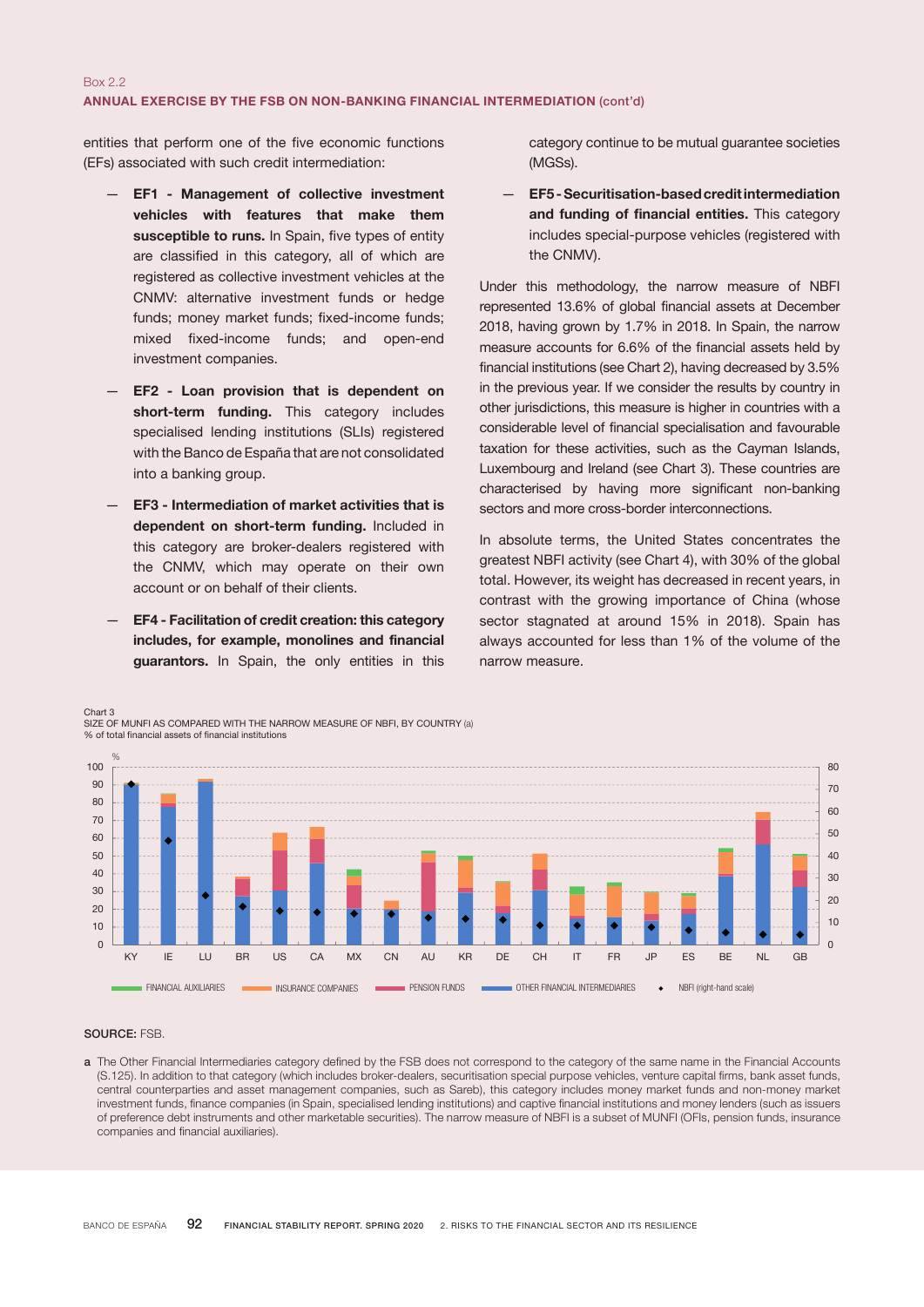Box 2.2

**ANNUAL EXERCISE BY THE FSB ON NON-BANKING FINANCIAL INTERMEDIATION (cont'd)**

entities that perform one of the five economic functions (EFs) associated with such credit intermediation:

- **EF1 - Management of collective investment vehicles with features that make them susceptible to runs.** In Spain, five types of entity are classified in this category, all of which are registered as collective investment vehicles at the CNMV: alternative investment funds or hedge funds; money market funds; fixed-income funds; mixed fixed-income funds; and open-end investment companies.
- **EF2 - Loan provision that is dependent on short-term funding.** This category includes specialised lending institutions (SLIs) registered with the Banco de España that are not consolidated into a banking group.
- **EF3 - Intermediation of market activities that is dependent on short-term funding.** Included in this category are broker-dealers registered with the CNMV, which may operate on their own account or on behalf of their clients.
- **EF4 - Facilitation of credit creation: this category includes, for example, monolines and financial guarantors.** In Spain, the only entities in this category continue to be mutual guarantee societies (MGSs).
- **EF5 - Securitisation-based credit intermediation and funding of financial entities.** This category includes special-purpose vehicles (registered with the CNMV).

Under this methodology, the narrow measure of NBFI represented 13.6% of global financial assets at December 2018, having grown by 1.7% in 2018. In Spain, the narrow measure accounts for 6.6% of the financial assets held by financial institutions (see Chart 2), having decreased by 3.5% in the previous year. If we consider the results by country in other jurisdictions, this measure is higher in countries with a considerable level of financial specialisation and favourable taxation for these activities, such as the Cayman Islands, Luxembourg and Ireland (see Chart 3). These countries are characterised by having more significant non-banking sectors and more cross-border interconnections.

In absolute terms, the United States concentrates the greatest NBFI activity (see Chart 4), with 30% of the global total. However, its weight has decreased in recent years, in contrast with the growing importance of China (whose sector stagnated at around 15% in 2018). Spain has always accounted for less than 1% of the volume of the narrow measure.

Chart 3

SIZE OF MUNFI AS COMPARED WITH THE NARROW MEASURE OF NBFI, BY COUNTRY (a)

% of total financial assets of financial institutions

FINANCIAL AUXILIARIES · INSURANCE COMPANIES · PENSION FUNDS · OTHER FINANCIAL INTERMEDIARIES · NBFI (right-hand scale)

**SOURCE:** FSB.

a The Other Financial Intermediaries category defined by the FSB does not correspond to the category of the same name in the Financial Accounts (S.125). In addition to that category (which includes broker-dealers, securitisation special purpose vehicles, venture capital firms, bank asset funds, central counterparties and asset management companies, such as Sareb), this category includes money market funds and non-money market investment funds, finance companies (in Spain, specialised lending institutions) and captive financial institutions and money lenders (such as issuers of preference debt instruments and other marketable securities). The narrow measure of NBFI is a subset of MUNFI (OFIs, pension funds, insurance companies and financial auxiliaries).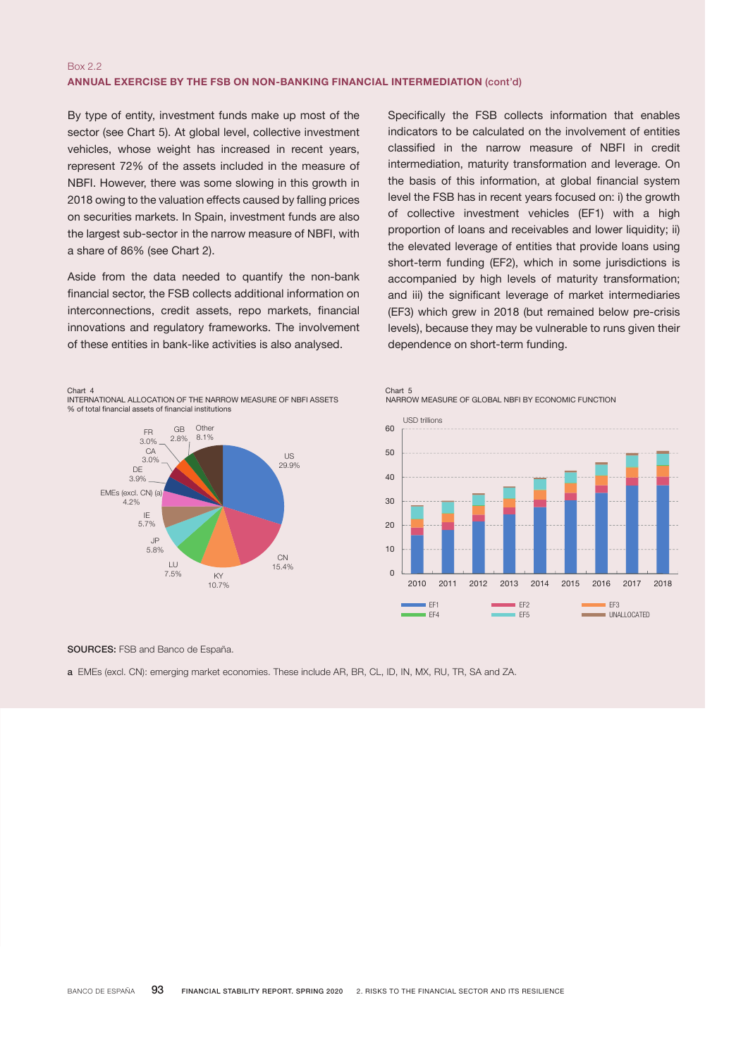Box 2.2

**ANNUAL EXERCISE BY THE FSB ON NON-BANKING FINANCIAL INTERMEDIATION (cont'd)**

By type of entity, investment funds make up most of the sector (see Chart 5). At global level, collective investment vehicles, whose weight has increased in recent years, represent 72% of the assets included in the measure of NBFI. However, there was some slowing in this growth in 2018 owing to the valuation effects caused by falling prices on securities markets. In Spain, investment funds are also the largest sub-sector in the narrow measure of NBFI, with a share of 86% (see Chart 2).

Aside from the data needed to quantify the non-bank financial sector, the FSB collects additional information on interconnections, credit assets, repo markets, financial innovations and regulatory frameworks. The involvement of these entities in bank-like activities is also analysed.

Specifically the FSB collects information that enables indicators to be calculated on the involvement of entities classified in the narrow measure of NBFI in credit intermediation, maturity transformation and leverage. On the basis of this information, at global financial system level the FSB has in recent years focused on: i) the growth of collective investment vehicles (EF1) with a high proportion of loans and receivables and lower liquidity; ii) the elevated leverage of entities that provide loans using short-term funding (EF2), which in some jurisdictions is accompanied by high levels of maturity transformation; and iii) the significant leverage of market intermediaries (EF3) which grew in 2018 (but remained below pre-crisis levels), because they may be vulnerable to runs given their dependence on short-term funding.

Chart 4
INTERNATIONAL ALLOCATION OF THE NARROW MEASURE OF NBFI ASSETS
% of total financial assets of financial institutions

US
29.9%
CN
15.4%
KY
10.7%
LU
7.5%
JP
5.8%
IE
5.7%
EMEs (excl. CN) (a)
4.2%
DE
3.9%
CA
3.0%
FR
3.0%
GB
2.8%
Other
8.1%

Chart 5
NARROW MEASURE OF GLOBAL NBFI BY ECONOMIC FUNCTION

USD trillions
60
50
40
30
20
10
0
2010 2011 2012 2013 2014 2015 2016 2017 2018

EF1
EF2
EF3
EF4
EF5
UNALLOCATED

**SOURCES:** FSB and Banco de España.

**a** EMEs (excl. CN): emerging market economies. These include AR, BR, CL, ID, IN, MX, RU, TR, SA and ZA.